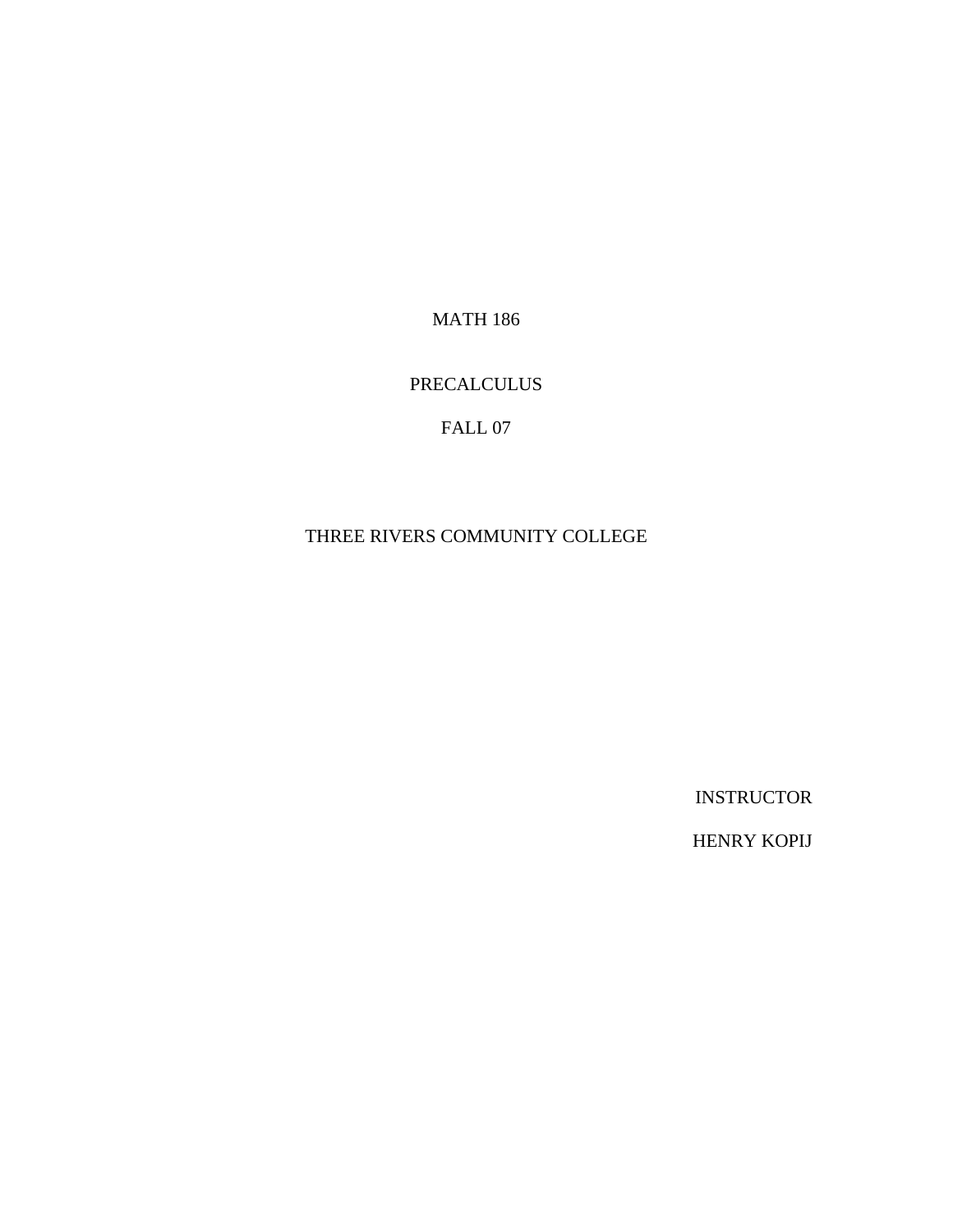MATH 186

PRECALCULUS

FALL 07

THREE RIVERS COMMUNITY COLLEGE

INSTRUCTOR

HENRY KOPIJ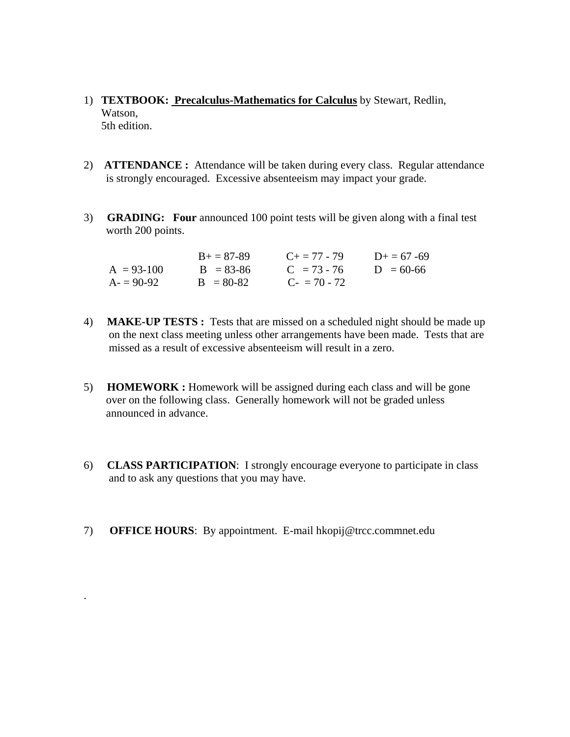1) **TEXTBOOK: <u>Precalculus-Mathematics for Calculus</u>** by Stewart, Redlin, Watson, 5th edition.

2) **ATTENDANCE :** Attendance will be taken during every class. Regular attendance is strongly encouraged. Excessive absenteeism may impact your grade.

3) **GRADING: Four** announced 100 point tests will be given along with a final test worth 200 points.

| | | | |
|---|---|---|---|
| | B+ = 87-89 | C+ = 77 - 79 | D+ = 67 -69 |
| A = 93-100 | B = 83-86 | C = 73 - 76 | D = 60-66 |
| A- = 90-92 | B = 80-82 | C- = 70 - 72 | |

4) **MAKE-UP TESTS :** Tests that are missed on a scheduled night should be made up on the next class meeting unless other arrangements have been made. Tests that are missed as a result of excessive absenteeism will result in a zero.

5) **HOMEWORK :** Homework will be assigned during each class and will be gone over on the following class. Generally homework will not be graded unless announced in advance.

6) **CLASS PARTICIPATION**: I strongly encourage everyone to participate in class and to ask any questions that you may have.

7) **OFFICE HOURS**: By appointment. E-mail hkopij@trcc.commnet.edu

.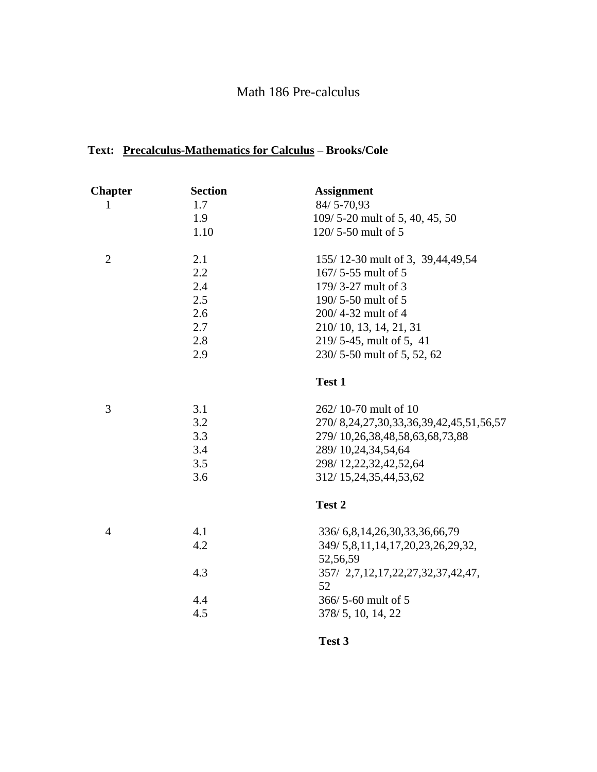# Math 186 Pre-calculus

**Text: <u>Precalculus-Mathematics for Calculus</u> – Brooks/Cole**

| Chapter | Section | Assignment |
|---|---|---|
| 1 | 1.7 | 84/ 5-70,93 |
| | 1.9 | 109/ 5-20 mult of 5, 40, 45, 50 |
| | 1.10 | 120/ 5-50 mult of 5 |
| 2 | 2.1 | 155/ 12-30 mult of 3, 39,44,49,54 |
| | 2.2 | 167/ 5-55 mult of 5 |
| | 2.4 | 179/ 3-27 mult of 3 |
| | 2.5 | 190/ 5-50 mult of 5 |
| | 2.6 | 200/ 4-32 mult of 4 |
| | 2.7 | 210/ 10, 13, 14, 21, 31 |
| | 2.8 | 219/ 5-45, mult of 5, 41 |
| | 2.9 | 230/ 5-50 mult of 5, 52, 62 |
| | | **Test 1** |
| 3 | 3.1 | 262/ 10-70 mult of 10 |
| | 3.2 | 270/ 8,24,27,30,33,36,39,42,45,51,56,57 |
| | 3.3 | 279/ 10,26,38,48,58,63,68,73,88 |
| | 3.4 | 289/ 10,24,34,54,64 |
| | 3.5 | 298/ 12,22,32,42,52,64 |
| | 3.6 | 312/ 15,24,35,44,53,62 |
| | | **Test 2** |
| 4 | 4.1 | 336/ 6,8,14,26,30,33,36,66,79 |
| | 4.2 | 349/ 5,8,11,14,17,20,23,26,29,32, 52,56,59 |
| | 4.3 | 357/ 2,7,12,17,22,27,32,37,42,47, 52 |
| | 4.4 | 366/ 5-60 mult of 5 |
| | 4.5 | 378/ 5, 10, 14, 22 |
| | | **Test 3** |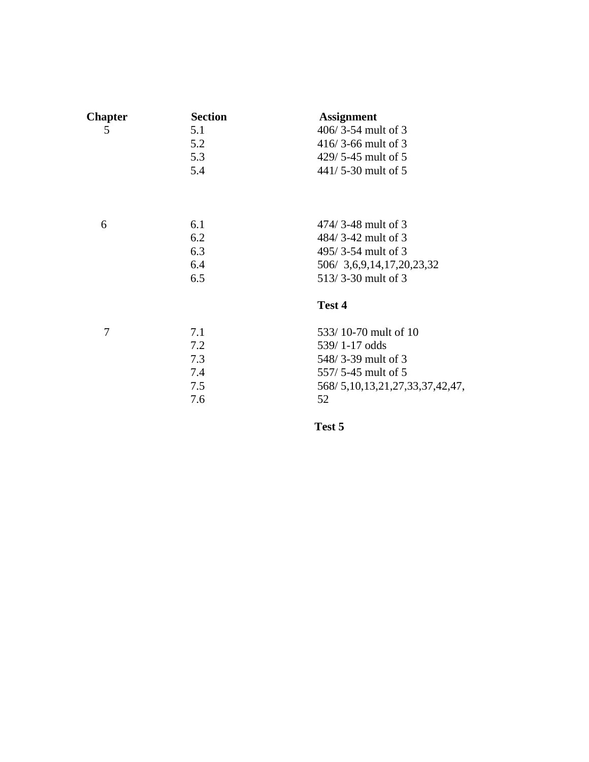| Chapter | Section | Assignment |
|---|---|---|
| 5 | 5.1 | 406/ 3-54 mult of 3 |
| | 5.2 | 416/ 3-66 mult of 3 |
| | 5.3 | 429/ 5-45 mult of 5 |
| | 5.4 | 441/ 5-30 mult of 5 |
| 6 | 6.1 | 474/ 3-48 mult of 3 |
| | 6.2 | 484/ 3-42 mult of 3 |
| | 6.3 | 495/ 3-54 mult of 3 |
| | 6.4 | 506/ 3,6,9,14,17,20,23,32 |
| | 6.5 | 513/ 3-30 mult of 3 |
| | | **Test 4** |
| 7 | 7.1 | 533/ 10-70 mult of 10 |
| | 7.2 | 539/ 1-17 odds |
| | 7.3 | 548/ 3-39 mult of 3 |
| | 7.4 | 557/ 5-45 mult of 5 |
| | 7.5 | 568/ 5,10,13,21,27,33,37,42,47, |
| | 7.6 | 52 |
| | | **Test 5** |